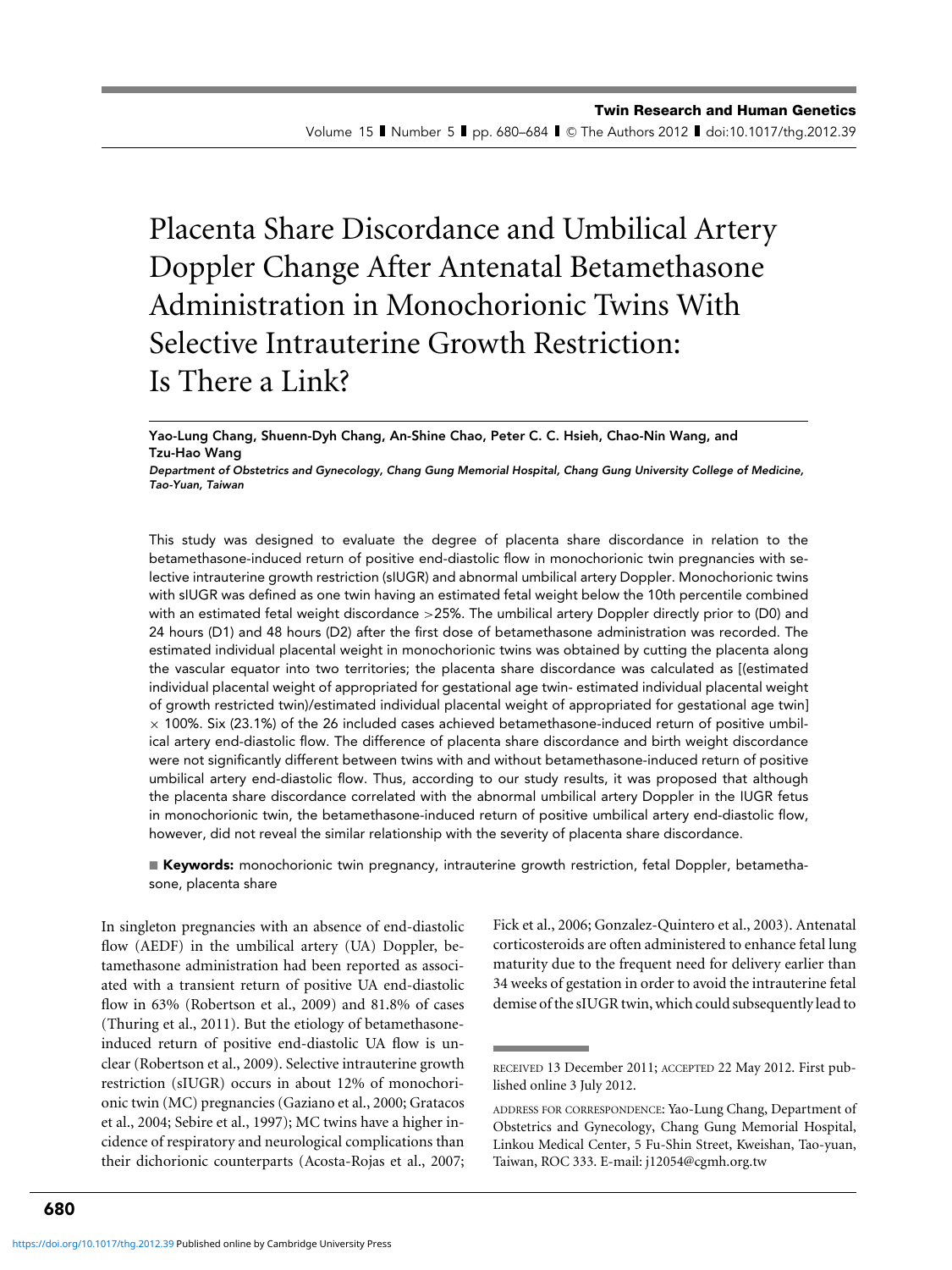# Placenta Share Discordance and Umbilical Artery Doppler Change After Antenatal Betamethasone Administration in Monochorionic Twins With Selective Intrauterine Growth Restriction: Is There a Link?

**Yao-Lung Chang, Shuenn-Dyh Chang, An-Shine Chao, Peter C. C. Hsieh, Chao-Nin Wang, and Tzu-Hao Wang**

***Department of Obstetrics and Gynecology, Chang Gung Memorial Hospital, Chang Gung University College of Medicine, Tao-Yuan, Taiwan***

This study was designed to evaluate the degree of placenta share discordance in relation to the betamethasone-induced return of positive end-diastolic flow in monochorionic twin pregnancies with selective intrauterine growth restriction (sIUGR) and abnormal umbilical artery Doppler. Monochorionic twins with sIUGR was defined as one twin having an estimated fetal weight below the 10th percentile combined with an estimated fetal weight discordance >25%. The umbilical artery Doppler directly prior to (D0) and 24 hours (D1) and 48 hours (D2) after the first dose of betamethasone administration was recorded. The estimated individual placental weight in monochorionic twins was obtained by cutting the placenta along the vascular equator into two territories; the placenta share discordance was calculated as [(estimated individual placental weight of appropriated for gestational age twin- estimated individual placental weight of growth restricted twin)/estimated individual placental weight of appropriated for gestational age twin] × 100%. Six (23.1%) of the 26 included cases achieved betamethasone-induced return of positive umbilical artery end-diastolic flow. The difference of placenta share discordance and birth weight discordance were not significantly different between twins with and without betamethasone-induced return of positive umbilical artery end-diastolic flow. Thus, according to our study results, it was proposed that although the placenta share discordance correlated with the abnormal umbilical artery Doppler in the IUGR fetus in monochorionic twin, the betamethasone-induced return of positive umbilical artery end-diastolic flow, however, did not reveal the similar relationship with the severity of placenta share discordance.

**Keywords:** monochorionic twin pregnancy, intrauterine growth restriction, fetal Doppler, betamethasone, placenta share

In singleton pregnancies with an absence of end-diastolic flow (AEDF) in the umbilical artery (UA) Doppler, betamethasone administration had been reported as associated with a transient return of positive UA end-diastolic flow in 63% (Robertson et al., 2009) and 81.8% of cases (Thuring et al., 2011). But the etiology of betamethasone-induced return of positive end-diastolic UA flow is unclear (Robertson et al., 2009). Selective intrauterine growth restriction (sIUGR) occurs in about 12% of monochorionic twin (MC) pregnancies (Gaziano et al., 2000; Gratacos et al., 2004; Sebire et al., 1997); MC twins have a higher incidence of respiratory and neurological complications than their dichorionic counterparts (Acosta-Rojas et al., 2007; Fick et al., 2006; Gonzalez-Quintero et al., 2003). Antenatal corticosteroids are often administered to enhance fetal lung maturity due to the frequent need for delivery earlier than 34 weeks of gestation in order to avoid the intrauterine fetal demise of the sIUGR twin, which could subsequently lead to

RECEIVED 13 December 2011; ACCEPTED 22 May 2012. First published online 3 July 2012.

ADDRESS FOR CORRESPONDENCE: Yao-Lung Chang, Department of Obstetrics and Gynecology, Chang Gung Memorial Hospital, Linkou Medical Center, 5 Fu-Shin Street, Kweishan, Tao-yuan, Taiwan, ROC 333. E-mail: j12054@cgmh.org.tw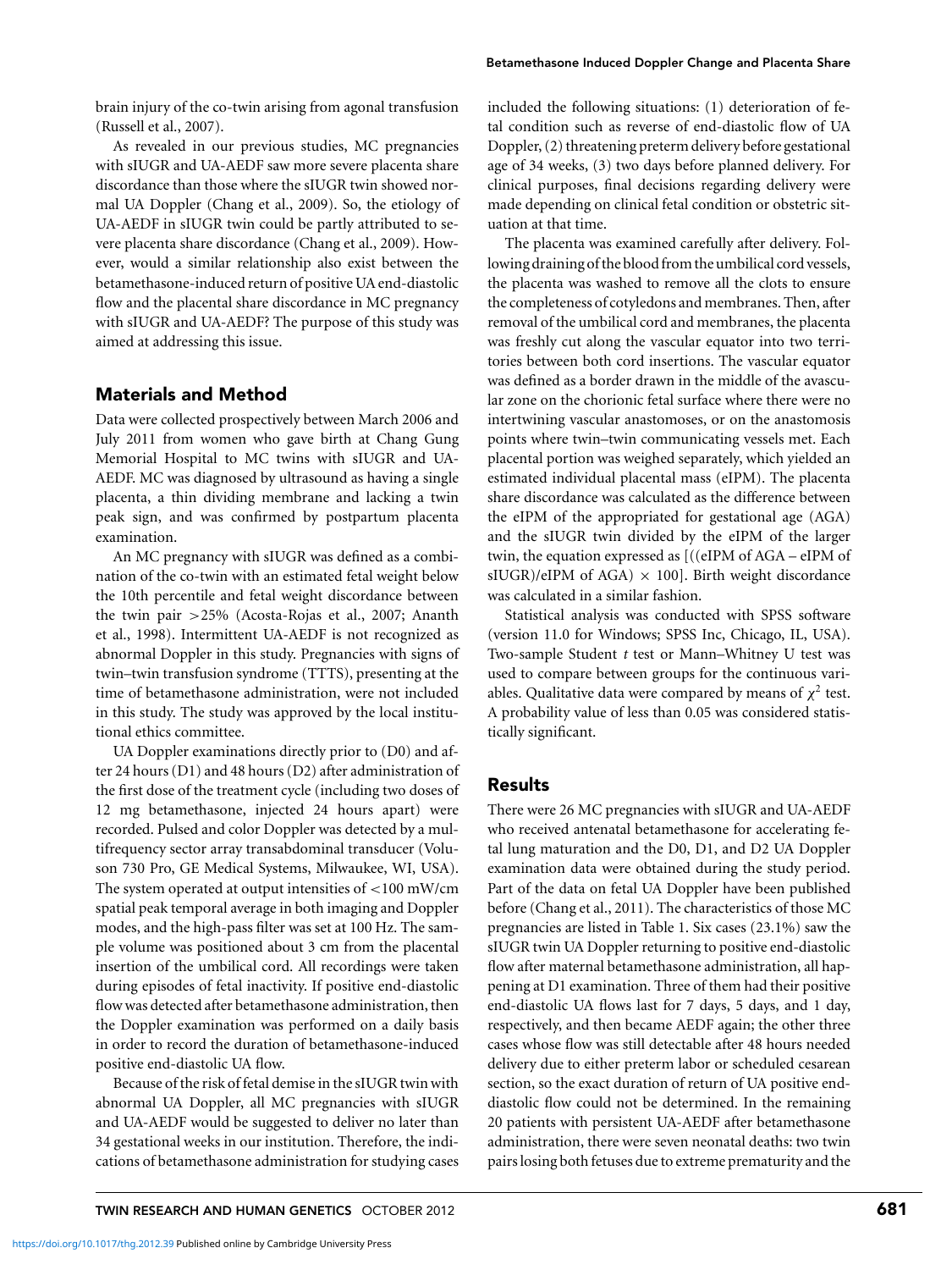brain injury of the co-twin arising from agonal transfusion (Russell et al., 2007).

As revealed in our previous studies, MC pregnancies with sIUGR and UA-AEDF saw more severe placenta share discordance than those where the sIUGR twin showed normal UA Doppler (Chang et al., 2009). So, the etiology of UA-AEDF in sIUGR twin could be partly attributed to severe placenta share discordance (Chang et al., 2009). However, would a similar relationship also exist between the betamethasone-induced return of positive UA end-diastolic flow and the placental share discordance in MC pregnancy with sIUGR and UA-AEDF? The purpose of this study was aimed at addressing this issue.

## Materials and Method

Data were collected prospectively between March 2006 and July 2011 from women who gave birth at Chang Gung Memorial Hospital to MC twins with sIUGR and UA-AEDF. MC was diagnosed by ultrasound as having a single placenta, a thin dividing membrane and lacking a twin peak sign, and was confirmed by postpartum placenta examination.

An MC pregnancy with sIUGR was defined as a combination of the co-twin with an estimated fetal weight below the 10th percentile and fetal weight discordance between the twin pair >25% (Acosta-Rojas et al., 2007; Ananth et al., 1998). Intermittent UA-AEDF is not recognized as abnormal Doppler in this study. Pregnancies with signs of twin–twin transfusion syndrome (TTTS), presenting at the time of betamethasone administration, were not included in this study. The study was approved by the local institutional ethics committee.

UA Doppler examinations directly prior to (D0) and after 24 hours (D1) and 48 hours (D2) after administration of the first dose of the treatment cycle (including two doses of 12 mg betamethasone, injected 24 hours apart) were recorded. Pulsed and color Doppler was detected by a multifrequency sector array transabdominal transducer (Voluson 730 Pro, GE Medical Systems, Milwaukee, WI, USA). The system operated at output intensities of <100 mW/cm spatial peak temporal average in both imaging and Doppler modes, and the high-pass filter was set at 100 Hz. The sample volume was positioned about 3 cm from the placental insertion of the umbilical cord. All recordings were taken during episodes of fetal inactivity. If positive end-diastolic flow was detected after betamethasone administration, then the Doppler examination was performed on a daily basis in order to record the duration of betamethasone-induced positive end-diastolic UA flow.

Because of the risk of fetal demise in the sIUGR twin with abnormal UA Doppler, all MC pregnancies with sIUGR and UA-AEDF would be suggested to deliver no later than 34 gestational weeks in our institution. Therefore, the indications of betamethasone administration for studying cases included the following situations: (1) deterioration of fetal condition such as reverse of end-diastolic flow of UA Doppler, (2) threatening preterm delivery before gestational age of 34 weeks, (3) two days before planned delivery. For clinical purposes, final decisions regarding delivery were made depending on clinical fetal condition or obstetric situation at that time.

The placenta was examined carefully after delivery. Following draining of the blood from the umbilical cord vessels, the placenta was washed to remove all the clots to ensure the completeness of cotyledons and membranes. Then, after removal of the umbilical cord and membranes, the placenta was freshly cut along the vascular equator into two territories between both cord insertions. The vascular equator was defined as a border drawn in the middle of the avascular zone on the chorionic fetal surface where there were no intertwining vascular anastomoses, or on the anastomosis points where twin–twin communicating vessels met. Each placental portion was weighed separately, which yielded an estimated individual placental mass (eIPM). The placenta share discordance was calculated as the difference between the eIPM of the appropriated for gestational age (AGA) and the sIUGR twin divided by the eIPM of the larger twin, the equation expressed as [((eIPM of AGA – eIPM of sIUGR)/eIPM of AGA) $\times$ 100]. Birth weight discordance was calculated in a similar fashion.

Statistical analysis was conducted with SPSS software (version 11.0 for Windows; SPSS Inc, Chicago, IL, USA). Two-sample Student *t* test or Mann–Whitney U test was used to compare between groups for the continuous variables. Qualitative data were compared by means of $\chi^2$ test. A probability value of less than 0.05 was considered statistically significant.

## Results

There were 26 MC pregnancies with sIUGR and UA-AEDF who received antenatal betamethasone for accelerating fetal lung maturation and the D0, D1, and D2 UA Doppler examination data were obtained during the study period. Part of the data on fetal UA Doppler have been published before (Chang et al., 2011). The characteristics of those MC pregnancies are listed in Table 1. Six cases (23.1%) saw the sIUGR twin UA Doppler returning to positive end-diastolic flow after maternal betamethasone administration, all happening at D1 examination. Three of them had their positive end-diastolic UA flows last for 7 days, 5 days, and 1 day, respectively, and then became AEDF again; the other three cases whose flow was still detectable after 48 hours needed delivery due to either preterm labor or scheduled cesarean section, so the exact duration of return of UA positive end-diastolic flow could not be determined. In the remaining 20 patients with persistent UA-AEDF after betamethasone administration, there were seven neonatal deaths: two twin pairs losing both fetuses due to extreme prematurity and the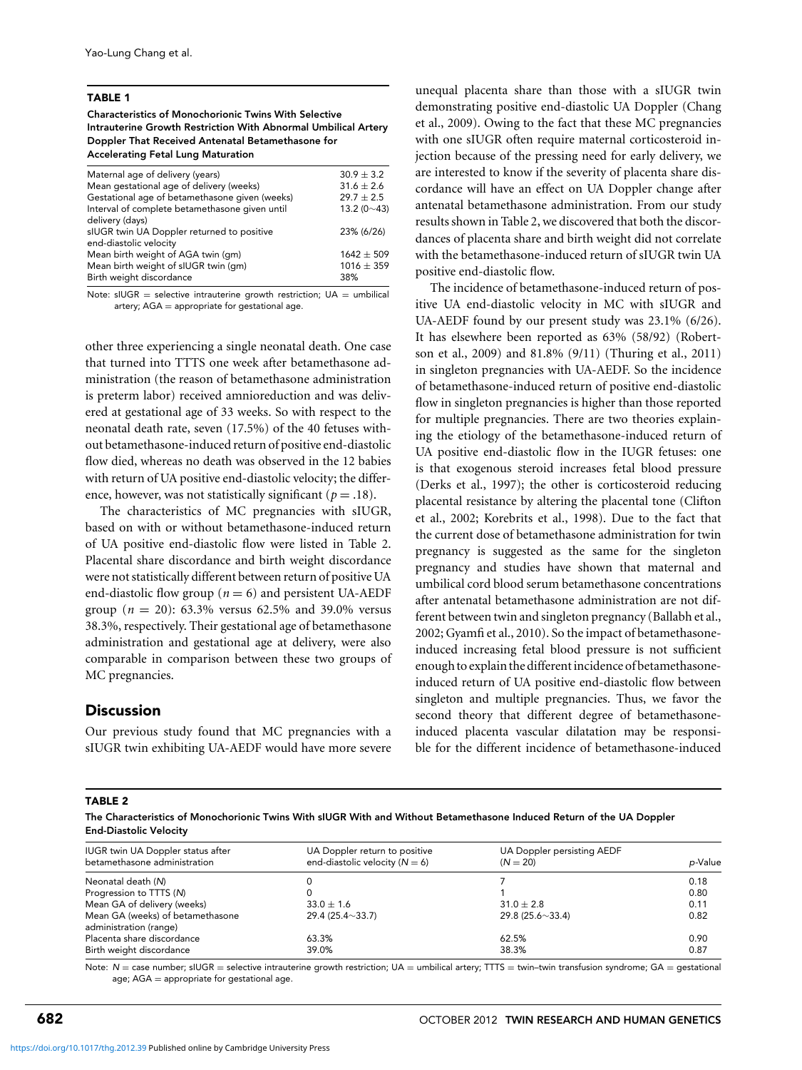**TABLE 1**

**Characteristics of Monochorionic Twins With Selective Intrauterine Growth Restriction With Abnormal Umbilical Artery Doppler That Received Antenatal Betamethasone for Accelerating Fetal Lung Maturation**

| | |
|---|---|
| Maternal age of delivery (years) | $30.9 \pm 3.2$ |
| Mean gestational age of delivery (weeks) | $31.6 \pm 2.6$ |
| Gestational age of betamethasone given (weeks) | $29.7 \pm 2.5$ |
| Interval of complete betamethasone given until delivery (days) | 13.2 (0∼43) |
| sIUGR twin UA Doppler returned to positive end-diastolic velocity | 23% (6/26) |
| Mean birth weight of AGA twin (gm) | $1642 \pm 509$ |
| Mean birth weight of sIUGR twin (gm) | $1016 \pm 359$ |
| Birth weight discordance | 38% |

Note: sIUGR = selective intrauterine growth restriction; UA = umbilical artery; AGA = appropriate for gestational age.

other three experiencing a single neonatal death. One case that turned into TTTS one week after betamethasone administration (the reason of betamethasone administration is preterm labor) received amnioreduction and was delivered at gestational age of 33 weeks. So with respect to the neonatal death rate, seven (17.5%) of the 40 fetuses without betamethasone-induced return of positive end-diastolic flow died, whereas no death was observed in the 12 babies with return of UA positive end-diastolic velocity; the difference, however, was not statistically significant ($p = .18$).

The characteristics of MC pregnancies with sIUGR, based on with or without betamethasone-induced return of UA positive end-diastolic flow were listed in Table 2. Placental share discordance and birth weight discordance were not statistically different between return of positive UA end-diastolic flow group ($n = 6$) and persistent UA-AEDF group ($n = 20$): 63.3% versus 62.5% and 39.0% versus 38.3%, respectively. Their gestational age of betamethasone administration and gestational age at delivery, were also comparable in comparison between these two groups of MC pregnancies.

## Discussion

Our previous study found that MC pregnancies with a sIUGR twin exhibiting UA-AEDF would have more severe unequal placenta share than those with a sIUGR twin demonstrating positive end-diastolic UA Doppler (Chang et al., 2009). Owing to the fact that these MC pregnancies with one sIUGR often require maternal corticosteroid injection because of the pressing need for early delivery, we are interested to know if the severity of placenta share discordance will have an effect on UA Doppler change after antenatal betamethasone administration. From our study results shown in Table 2, we discovered that both the discordances of placenta share and birth weight did not correlate with the betamethasone-induced return of sIUGR twin UA positive end-diastolic flow.

The incidence of betamethasone-induced return of positive UA end-diastolic velocity in MC with sIUGR and UA-AEDF found by our present study was 23.1% (6/26). It has elsewhere been reported as 63% (58/92) (Robertson et al., 2009) and 81.8% (9/11) (Thuring et al., 2011) in singleton pregnancies with UA-AEDF. So the incidence of betamethasone-induced return of positive end-diastolic flow in singleton pregnancies is higher than those reported for multiple pregnancies. There are two theories explaining the etiology of the betamethasone-induced return of UA positive end-diastolic flow in the IUGR fetuses: one is that exogenous steroid increases fetal blood pressure (Derks et al., 1997); the other is corticosteroid reducing placental resistance by altering the placental tone (Clifton et al., 2002; Korebrits et al., 1998). Due to the fact that the current dose of betamethasone administration for twin pregnancy is suggested as the same for the singleton pregnancy and studies have shown that maternal and umbilical cord blood serum betamethasone concentrations after antenatal betamethasone administration are not different between twin and singleton pregnancy (Ballabh et al., 2002; Gyamfi et al., 2010). So the impact of betamethasone-induced increasing fetal blood pressure is not sufficient enough to explain the different incidence of betamethasone-induced return of UA positive end-diastolic flow between singleton and multiple pregnancies. Thus, we favor the second theory that different degree of betamethasone-induced placenta vascular dilatation may be responsible for the different incidence of betamethasone-induced

**TABLE 2**

**The Characteristics of Monochorionic Twins With sIUGR With and Without Betamethasone Induced Return of the UA Doppler End-Diastolic Velocity**

| IUGR twin UA Doppler status after betamethasone administration | UA Doppler return to positive end-diastolic velocity ($N = 6$) | UA Doppler persisting AEDF ($N = 20$) | *p*-Value |
|---|---|---|---|
| Neonatal death (*N*) | 0 | 7 | 0.18 |
| Progression to TTTS (*N*) | 0 | 1 | 0.80 |
| Mean GA of delivery (weeks) | $33.0 \pm 1.6$ | $31.0 \pm 2.8$ | 0.11 |
| Mean GA (weeks) of betamethasone administration (range) | 29.4 (25.4∼33.7) | 29.8 (25.6∼33.4) | 0.82 |
| Placenta share discordance | 63.3% | 62.5% | 0.90 |
| Birth weight discordance | 39.0% | 38.3% | 0.87 |

Note: $N$ = case number; sIUGR = selective intrauterine growth restriction; UA = umbilical artery; TTTS = twin–twin transfusion syndrome; GA = gestational age; AGA = appropriate for gestational age.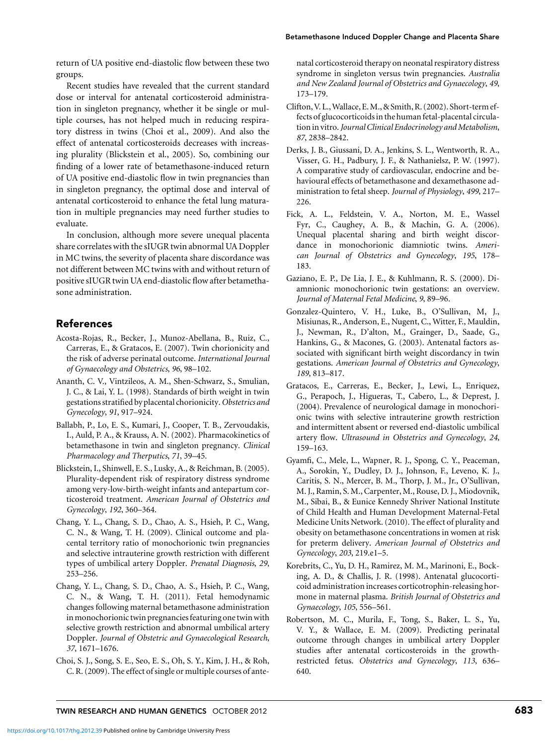return of UA positive end-diastolic flow between these two groups.

Recent studies have revealed that the current standard dose or interval for antenatal corticosteroid administration in singleton pregnancy, whether it be single or multiple courses, has not helped much in reducing respiratory distress in twins (Choi et al., 2009). And also the effect of antenatal corticosteroids decreases with increasing plurality (Blickstein et al., 2005). So, combining our finding of a lower rate of betamethasone-induced return of UA positive end-diastolic flow in twin pregnancies than in singleton pregnancy, the optimal dose and interval of antenatal corticosteroid to enhance the fetal lung maturation in multiple pregnancies may need further studies to evaluate.

In conclusion, although more severe unequal placenta share correlates with the sIUGR twin abnormal UA Doppler in MC twins, the severity of placenta share discordance was not different between MC twins with and without return of positive sIUGR twin UA end-diastolic flow after betamethasone administration.

## References

Acosta-Rojas, R., Becker, J., Munoz-Abellana, B., Ruiz, C., Carreras, E., & Gratacos, E. (2007). Twin chorionicity and the risk of adverse perinatal outcome. *International Journal of Gynaecology and Obstetrics*, *96*, 98–102.

Ananth, C. V., Vintzileos, A. M., Shen-Schwarz, S., Smulian, J. C., & Lai, Y. L. (1998). Standards of birth weight in twin gestations stratified by placental chorionicity. *Obstetrics and Gynecology*, *91*, 917–924.

Ballabh, P., Lo, E. S., Kumari, J., Cooper, T. B., Zervoudakis, I., Auld, P. A., & Krauss, A. N. (2002). Pharmacokinetics of betamethasone in twin and singleton pregnancy. *Clinical Pharmacology and Therputics*, *71*, 39–45.

Blickstein, I., Shinwell, E. S., Lusky, A., & Reichman, B. (2005). Plurality-dependent risk of respiratory distress syndrome among very-low-birth-weight infants and antepartum corticosteroid treatment. *American Journal of Obstetrics and Gynecology*, *192*, 360–364.

Chang, Y. L., Chang, S. D., Chao, A. S., Hsieh, P. C., Wang, C. N., & Wang, T. H. (2009). Clinical outcome and placental territory ratio of monochorionic twin pregnancies and selective intrauterine growth restriction with different types of umbilical artery Doppler. *Prenatal Diagnosis*, *29*, 253–256.

Chang, Y. L., Chang, S. D., Chao, A. S., Hsieh, P. C., Wang, C. N., & Wang, T. H. (2011). Fetal hemodynamic changes following maternal betamethasone administration in monochorionic twin pregnancies featuring one twin with selective growth restriction and abnormal umbilical artery Doppler. *Journal of Obstetric and Gynaecological Research*, *37*, 1671–1676.

Choi, S. J., Song, S. E., Seo, E. S., Oh, S. Y., Kim, J. H., & Roh, C. R. (2009). The effect of single or multiple courses of antenatal corticosteroid therapy on neonatal respiratory distress syndrome in singleton versus twin pregnancies. *Australia and New Zealand Journal of Obstetrics and Gynaecology*, *49*, 173–179.

Clifton, V. L., Wallace, E. M., & Smith, R. (2002). Short-term effects of glucocorticoids in the human fetal-placental circulation in vitro. *Journal Clinical Endocrinology and Metabolism*, *87*, 2838–2842.

Derks, J. B., Giussani, D. A., Jenkins, S. L., Wentworth, R. A., Visser, G. H., Padbury, J. F., & Nathanielsz, P. W. (1997). A comparative study of cardiovascular, endocrine and behavioural effects of betamethasone and dexamethasone administration to fetal sheep. *Journal of Physiology*, *499*, 217–226.

Fick, A. L., Feldstein, V. A., Norton, M. E., Wassel Fyr, C., Caughey, A. B., & Machin, G. A. (2006). Unequal placental sharing and birth weight discordance in monochorionic diamniotic twins. *American Journal of Obstetrics and Gynecology*, *195*, 178–183.

Gaziano, E. P., De Lia, J. E., & Kuhlmann, R. S. (2000). Diamnionic monochorionic twin gestations: an overview. *Journal of Maternal Fetal Medicine*, *9*, 89–96.

Gonzalez-Quintero, V. H., Luke, B., O'Sullivan, M, J., Misiunas, R., Anderson, E., Nugent, C., Witter, F., Mauldin, J., Newman, R., D'alton, M., Grainger, D., Saade, G., Hankins, G., & Macones, G. (2003). Antenatal factors associated with significant birth weight discordancy in twin gestations. *American Journal of Obstetrics and Gynecology*, *189*, 813–817.

Gratacos, E., Carreras, E., Becker, J., Lewi, L., Enriquez, G., Perapoch, J., Higueras, T., Cabero, L., & Deprest, J. (2004). Prevalence of neurological damage in monochorionic twins with selective intrauterine growth restriction and intermittent absent or reversed end-diastolic umbilical artery flow. *Ultrasound in Obstetrics and Gynecology*, *24*, 159–163.

Gyamfi, C., Mele, L., Wapner, R. J., Spong, C. Y., Peaceman, A., Sorokin, Y., Dudley, D. J., Johnson, F., Leveno, K. J., Caritis, S. N., Mercer, B. M., Thorp, J. M., Jr., O'Sullivan, M. J., Ramin, S. M., Carpenter, M., Rouse, D. J., Miodovnik, M., Sibai, B., & Eunice Kennedy Shriver National Institute of Child Health and Human Development Maternal-Fetal Medicine Units Network. (2010). The effect of plurality and obesity on betamethasone concentrations in women at risk for preterm delivery. *American Journal of Obstetrics and Gynecology*, *203*, 219.e1–5.

Korebrits, C., Yu, D. H., Ramirez, M. M., Marinoni, E., Bocking, A. D., & Challis, J. R. (1998). Antenatal glucocorticoid administration increases corticotrophin-releasing hormone in maternal plasma. *British Journal of Obstetrics and Gynaecology*, *105*, 556–561.

Robertson, M. C., Murila, F., Tong, S., Baker, L. S., Yu, V. Y., & Wallace, E. M. (2009). Predicting perinatal outcome through changes in umbilical artery Doppler studies after antenatal corticosteroids in the growth-restricted fetus. *Obstetrics and Gynecology*, *113*, 636–640.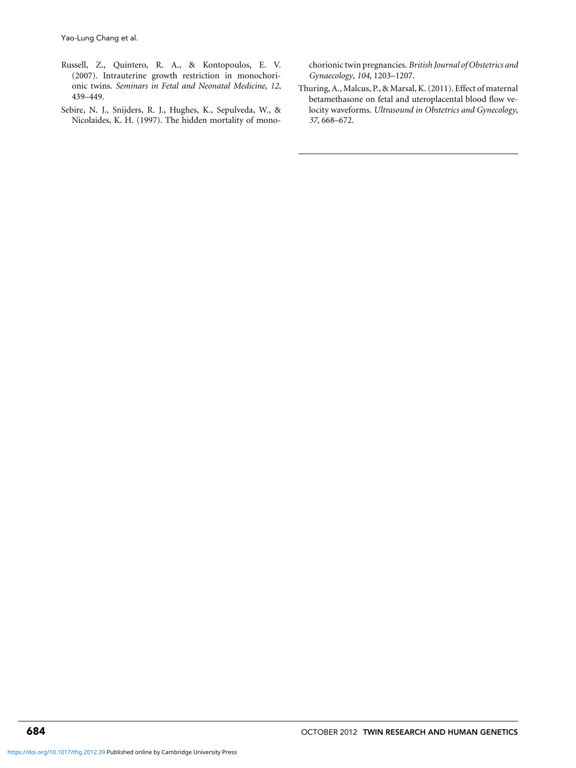Russell, Z., Quintero, R. A., & Kontopoulos, E. V. (2007). Intrauterine growth restriction in monochorionic twins. *Seminars in Fetal and Neonatal Medicine*, *12*, 439–449.

Sebire, N. J., Snijders, R. J., Hughes, K., Sepulveda, W., & Nicolaides, K. H. (1997). The hidden mortality of monochorionic twin pregnancies. *British Journal of Obstetrics and Gynaecology*, *104*, 1203–1207.

Thuring, A., Malcus, P., & Marsal, K. (2011). Effect of maternal betamethasone on fetal and uteroplacental blood flow velocity waveforms. *Ultrasound in Obstetrics and Gynecology*, *37*, 668–672.